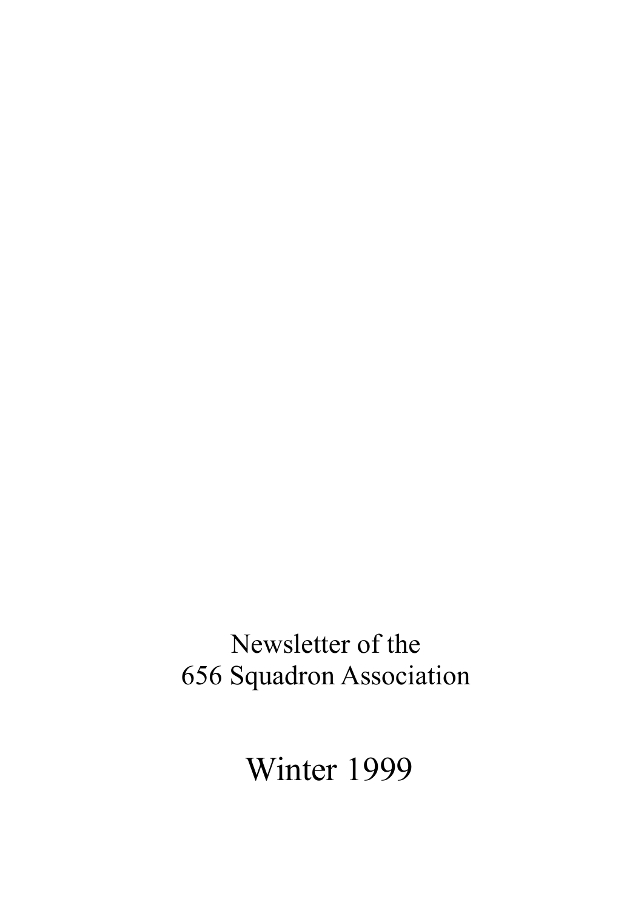Newsletter of the
656 Squadron Association

# Winter 1999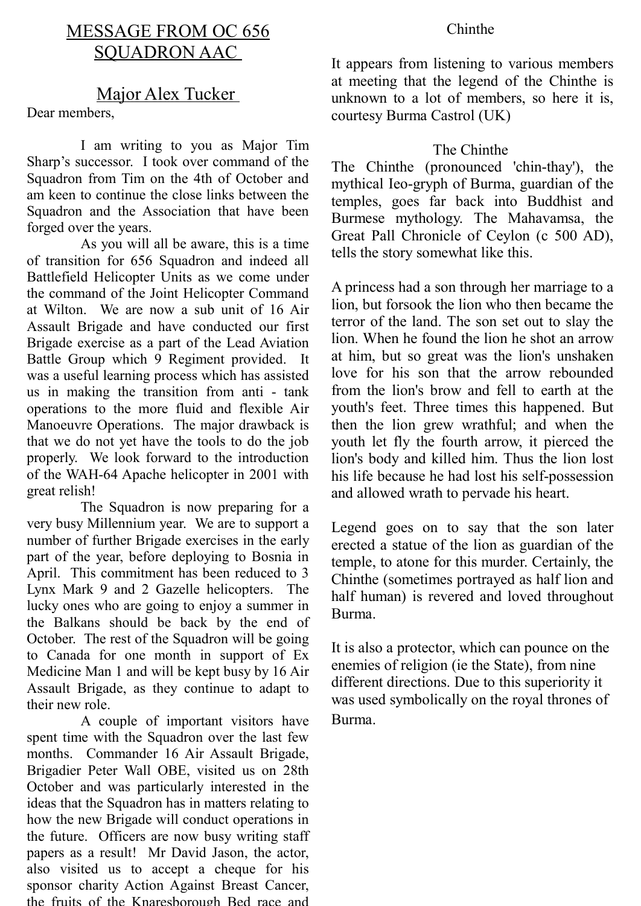## MESSAGE FROM OC 656 SQUADRON AAC

### Major Alex Tucker

Dear members,

I am writing to you as Major Tim Sharp's successor. I took over command of the Squadron from Tim on the 4th of October and am keen to continue the close links between the Squadron and the Association that have been forged over the years.

As you will all be aware, this is a time of transition for 656 Squadron and indeed all Battlefield Helicopter Units as we come under the command of the Joint Helicopter Command at Wilton. We are now a sub unit of 16 Air Assault Brigade and have conducted our first Brigade exercise as a part of the Lead Aviation Battle Group which 9 Regiment provided. It was a useful learning process which has assisted us in making the transition from anti - tank operations to the more fluid and flexible Air Manoeuvre Operations. The major drawback is that we do not yet have the tools to do the job properly. We look forward to the introduction of the WAH-64 Apache helicopter in 2001 with great relish!

The Squadron is now preparing for a very busy Millennium year. We are to support a number of further Brigade exercises in the early part of the year, before deploying to Bosnia in April. This commitment has been reduced to 3 Lynx Mark 9 and 2 Gazelle helicopters. The lucky ones who are going to enjoy a summer in the Balkans should be back by the end of October. The rest of the Squadron will be going to Canada for one month in support of Ex Medicine Man 1 and will be kept busy by 16 Air Assault Brigade, as they continue to adapt to their new role.

A couple of important visitors have spent time with the Squadron over the last few months. Commander 16 Air Assault Brigade, Brigadier Peter Wall OBE, visited us on 28th October and was particularly interested in the ideas that the Squadron has in matters relating to how the new Brigade will conduct operations in the future. Officers are now busy writing staff papers as a result! Mr David Jason, the actor, also visited us to accept a cheque for his sponsor charity Action Against Breast Cancer, the fruits of the Knaresborough Bed race and

## Chinthe

It appears from listening to various members at meeting that the legend of the Chinthe is unknown to a lot of members, so here it is, courtesy Burma Castrol (UK)

### The Chinthe

The Chinthe (pronounced 'chin-thay'), the mythical Ieo-gryph of Burma, guardian of the temples, goes far back into Buddhist and Burmese mythology. The Mahavamsa, the Great Pall Chronicle of Ceylon (c 500 AD), tells the story somewhat like this.

A princess had a son through her marriage to a lion, but forsook the lion who then became the terror of the land. The son set out to slay the lion. When he found the lion he shot an arrow at him, but so great was the lion's unshaken love for his son that the arrow rebounded from the lion's brow and fell to earth at the youth's feet. Three times this happened. But then the lion grew wrathful; and when the youth let fly the fourth arrow, it pierced the lion's body and killed him. Thus the lion lost his life because he had lost his self-possession and allowed wrath to pervade his heart.

Legend goes on to say that the son later erected a statue of the lion as guardian of the temple, to atone for this murder. Certainly, the Chinthe (sometimes portrayed as half lion and half human) is revered and loved throughout Burma.

It is also a protector, which can pounce on the enemies of religion (ie the State), from nine different directions. Due to this superiority it was used symbolically on the royal thrones of Burma.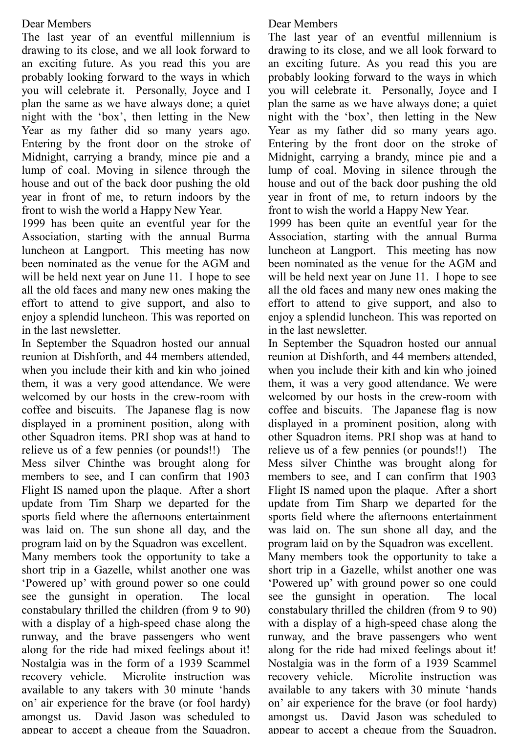Dear Members

The last year of an eventful millennium is drawing to its close, and we all look forward to an exciting future. As you read this you are probably looking forward to the ways in which you will celebrate it. Personally, Joyce and I plan the same as we have always done; a quiet night with the 'box', then letting in the New Year as my father did so many years ago. Entering by the front door on the stroke of Midnight, carrying a brandy, mince pie and a lump of coal. Moving in silence through the house and out of the back door pushing the old year in front of me, to return indoors by the front to wish the world a Happy New Year.

1999 has been quite an eventful year for the Association, starting with the annual Burma luncheon at Langport. This meeting has now been nominated as the venue for the AGM and will be held next year on June 11. I hope to see all the old faces and many new ones making the effort to attend to give support, and also to enjoy a splendid luncheon. This was reported on in the last newsletter.

In September the Squadron hosted our annual reunion at Dishforth, and 44 members attended, when you include their kith and kin who joined them, it was a very good attendance. We were welcomed by our hosts in the crew-room with coffee and biscuits. The Japanese flag is now displayed in a prominent position, along with other Squadron items. PRI shop was at hand to relieve us of a few pennies (or pounds!!) The Mess silver Chinthe was brought along for members to see, and I can confirm that 1903 Flight IS named upon the plaque. After a short update from Tim Sharp we departed for the sports field where the afternoons entertainment was laid on. The sun shone all day, and the program laid on by the Squadron was excellent.

Many members took the opportunity to take a short trip in a Gazelle, whilst another one was 'Powered up' with ground power so one could see the gunsight in operation. The local constabulary thrilled the children (from 9 to 90) with a display of a high-speed chase along the runway, and the brave passengers who went along for the ride had mixed feelings about it! Nostalgia was in the form of a 1939 Scammel recovery vehicle. Microlite instruction was available to any takers with 30 minute 'hands on' air experience for the brave (or fool hardy) amongst us. David Jason was scheduled to appear to accept a cheque from the Squadron,

Dear Members

The last year of an eventful millennium is drawing to its close, and we all look forward to an exciting future. As you read this you are probably looking forward to the ways in which you will celebrate it. Personally, Joyce and I plan the same as we have always done; a quiet night with the 'box', then letting in the New Year as my father did so many years ago. Entering by the front door on the stroke of Midnight, carrying a brandy, mince pie and a lump of coal. Moving in silence through the house and out of the back door pushing the old year in front of me, to return indoors by the front to wish the world a Happy New Year.

1999 has been quite an eventful year for the Association, starting with the annual Burma luncheon at Langport. This meeting has now been nominated as the venue for the AGM and will be held next year on June 11. I hope to see all the old faces and many new ones making the effort to attend to give support, and also to enjoy a splendid luncheon. This was reported on in the last newsletter.

In September the Squadron hosted our annual reunion at Dishforth, and 44 members attended, when you include their kith and kin who joined them, it was a very good attendance. We were welcomed by our hosts in the crew-room with coffee and biscuits. The Japanese flag is now displayed in a prominent position, along with other Squadron items. PRI shop was at hand to relieve us of a few pennies (or pounds!!) The Mess silver Chinthe was brought along for members to see, and I can confirm that 1903 Flight IS named upon the plaque. After a short update from Tim Sharp we departed for the sports field where the afternoons entertainment was laid on. The sun shone all day, and the program laid on by the Squadron was excellent.

Many members took the opportunity to take a short trip in a Gazelle, whilst another one was 'Powered up' with ground power so one could see the gunsight in operation. The local constabulary thrilled the children (from 9 to 90) with a display of a high-speed chase along the runway, and the brave passengers who went along for the ride had mixed feelings about it! Nostalgia was in the form of a 1939 Scammel recovery vehicle. Microlite instruction was available to any takers with 30 minute 'hands on' air experience for the brave (or fool hardy) amongst us. David Jason was scheduled to appear to accept a cheque from the Squadron,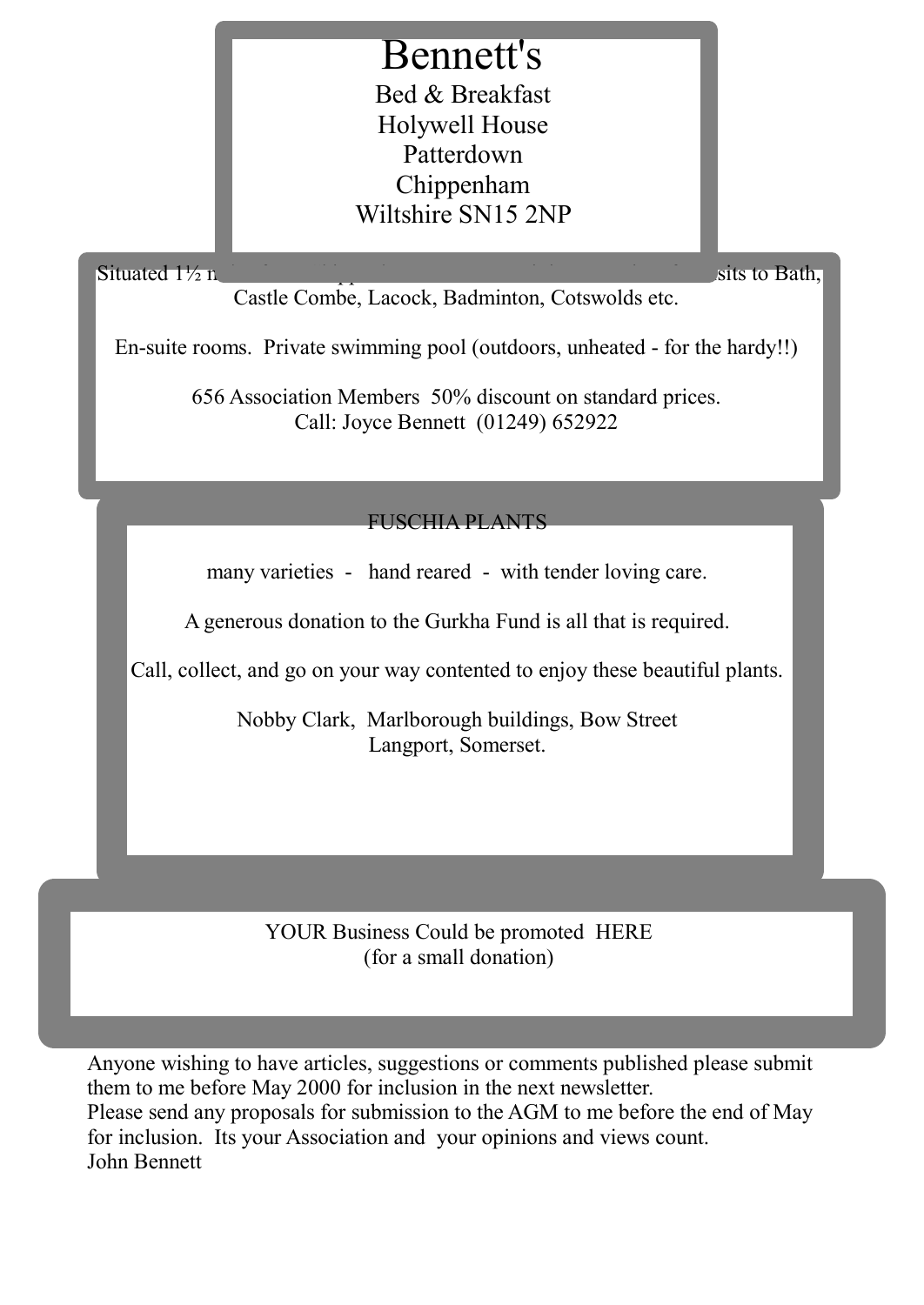# Bennett's

Bed & Breakfast
Holywell House
Patterdown
Chippenham
Wiltshire SN15 2NP

Situated 1½ m... sits to Bath, Castle Combe, Lacock, Badminton, Cotswolds etc.

En-suite rooms. Private swimming pool (outdoors, unheated - for the hardy!!)

656 Association Members 50% discount on standard prices.
Call: Joyce Bennett (01249) 652922

FUSCHIA PLANTS

many varieties - hand reared - with tender loving care.

A generous donation to the Gurkha Fund is all that is required.

Call, collect, and go on your way contented to enjoy these beautiful plants.

Nobby Clark, Marlborough buildings, Bow Street
Langport, Somerset.

YOUR Business Could be promoted HERE
(for a small donation)

Anyone wishing to have articles, suggestions or comments published please submit them to me before May 2000 for inclusion in the next newsletter.
Please send any proposals for submission to the AGM to me before the end of May for inclusion. Its your Association and your opinions and views count.
John Bennett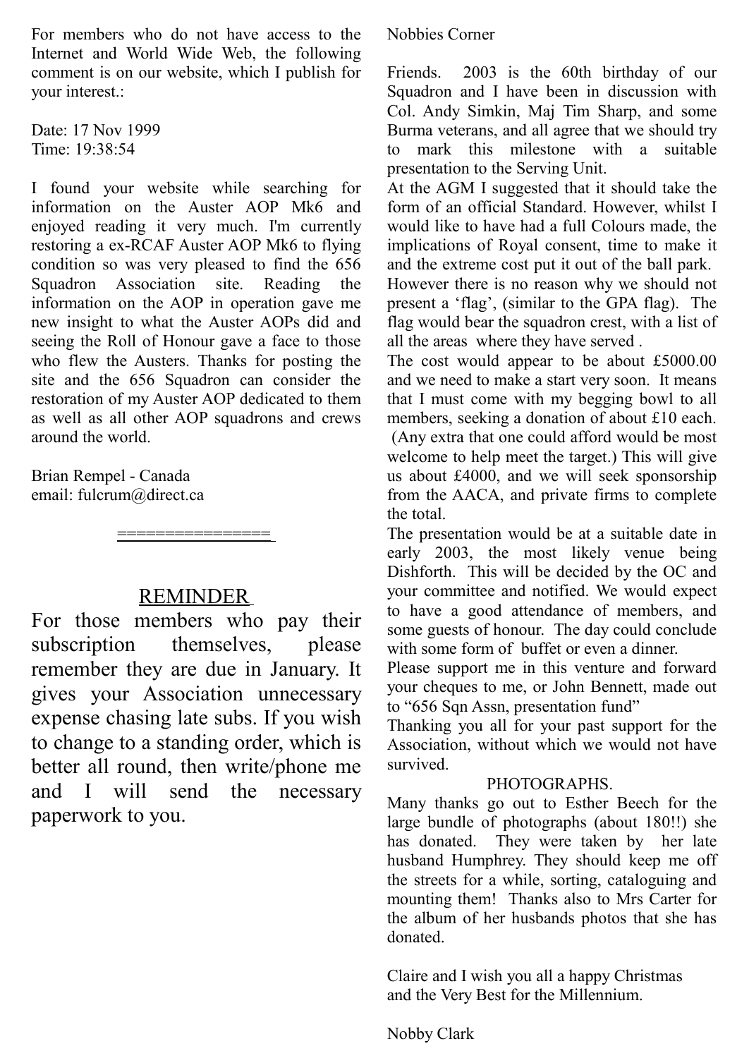For members who do not have access to the Internet and World Wide Web, the following comment is on our website, which I publish for your interest.:

Date: 17 Nov 1999
Time: 19:38:54

I found your website while searching for information on the Auster AOP Mk6 and enjoyed reading it very much. I'm currently restoring a ex-RCAF Auster AOP Mk6 to flying condition so was very pleased to find the 656 Squadron Association site. Reading the information on the AOP in operation gave me new insight to what the Auster AOPs did and seeing the Roll of Honour gave a face to those who flew the Austers. Thanks for posting the site and the 656 Squadron can consider the restoration of my Auster AOP dedicated to them as well as all other AOP squadrons and crews around the world.

Brian Rempel - Canada
email: fulcrum@direct.ca

================

## REMINDER

For those members who pay their subscription themselves, please remember they are due in January. It gives your Association unnecessary expense chasing late subs. If you wish to change to a standing order, which is better all round, then write/phone me and I will send the necessary paperwork to you.

## Nobbies Corner

Friends. 2003 is the 60th birthday of our Squadron and I have been in discussion with Col. Andy Simkin, Maj Tim Sharp, and some Burma veterans, and all agree that we should try to mark this milestone with a suitable presentation to the Serving Unit.

At the AGM I suggested that it should take the form of an official Standard. However, whilst I would like to have had a full Colours made, the implications of Royal consent, time to make it and the extreme cost put it out of the ball park.

However there is no reason why we should not present a 'flag', (similar to the GPA flag). The flag would bear the squadron crest, with a list of all the areas where they have served .

The cost would appear to be about £5000.00 and we need to make a start very soon. It means that I must come with my begging bowl to all members, seeking a donation of about £10 each. (Any extra that one could afford would be most welcome to help meet the target.) This will give us about £4000, and we will seek sponsorship from the AACA, and private firms to complete the total.

The presentation would be at a suitable date in early 2003, the most likely venue being Dishforth. This will be decided by the OC and your committee and notified. We would expect to have a good attendance of members, and some guests of honour. The day could conclude with some form of buffet or even a dinner.

Please support me in this venture and forward your cheques to me, or John Bennett, made out to "656 Sqn Assn, presentation fund"

Thanking you all for your past support for the Association, without which we would not have survived.

### PHOTOGRAPHS.

Many thanks go out to Esther Beech for the large bundle of photographs (about 180!!) she has donated. They were taken by her late husband Humphrey. They should keep me off the streets for a while, sorting, cataloguing and mounting them! Thanks also to Mrs Carter for the album of her husbands photos that she has donated.

Claire and I wish you all a happy Christmas and the Very Best for the Millennium.

Nobby Clark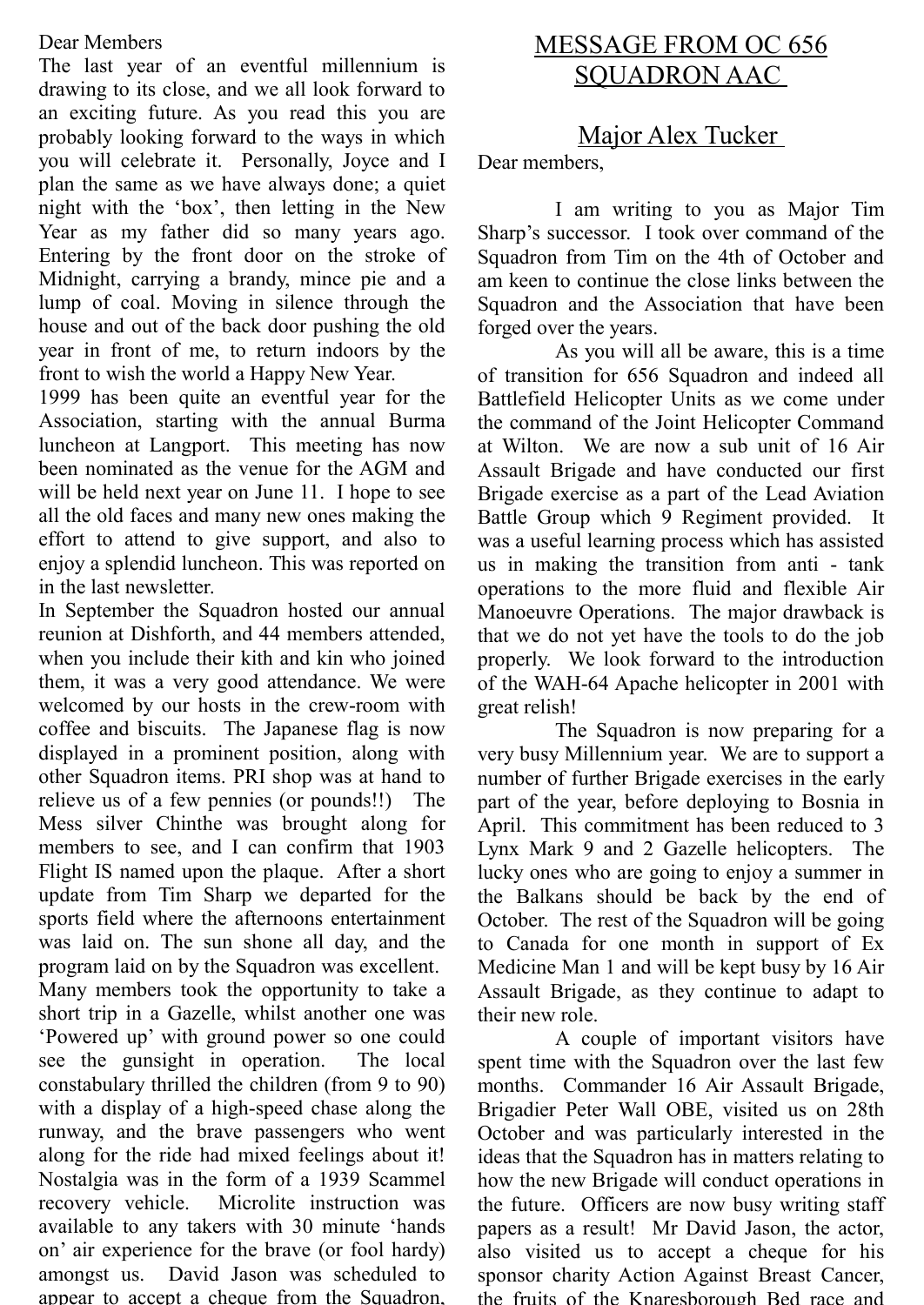Dear Members

The last year of an eventful millennium is drawing to its close, and we all look forward to an exciting future. As you read this you are probably looking forward to the ways in which you will celebrate it. Personally, Joyce and I plan the same as we have always done; a quiet night with the 'box', then letting in the New Year as my father did so many years ago. Entering by the front door on the stroke of Midnight, carrying a brandy, mince pie and a lump of coal. Moving in silence through the house and out of the back door pushing the old year in front of me, to return indoors by the front to wish the world a Happy New Year.

1999 has been quite an eventful year for the Association, starting with the annual Burma luncheon at Langport. This meeting has now been nominated as the venue for the AGM and will be held next year on June 11. I hope to see all the old faces and many new ones making the effort to attend to give support, and also to enjoy a splendid luncheon. This was reported on in the last newsletter.

In September the Squadron hosted our annual reunion at Dishforth, and 44 members attended, when you include their kith and kin who joined them, it was a very good attendance. We were welcomed by our hosts in the crew-room with coffee and biscuits. The Japanese flag is now displayed in a prominent position, along with other Squadron items. PRI shop was at hand to relieve us of a few pennies (or pounds!!) The Mess silver Chinthe was brought along for members to see, and I can confirm that 1903 Flight IS named upon the plaque. After a short update from Tim Sharp we departed for the sports field where the afternoons entertainment was laid on. The sun shone all day, and the program laid on by the Squadron was excellent.

Many members took the opportunity to take a short trip in a Gazelle, whilst another one was 'Powered up' with ground power so one could see the gunsight in operation. The local constabulary thrilled the children (from 9 to 90) with a display of a high-speed chase along the runway, and the brave passengers who went along for the ride had mixed feelings about it! Nostalgia was in the form of a 1939 Scammel recovery vehicle. Microlite instruction was available to any takers with 30 minute 'hands on' air experience for the brave (or fool hardy) amongst us. David Jason was scheduled to appear to accept a cheque from the Squadron,

# MESSAGE FROM OC 656 SQUADRON AAC

## Major Alex Tucker

Dear members,

I am writing to you as Major Tim Sharp's successor. I took over command of the Squadron from Tim on the 4th of October and am keen to continue the close links between the Squadron and the Association that have been forged over the years.

As you will all be aware, this is a time of transition for 656 Squadron and indeed all Battlefield Helicopter Units as we come under the command of the Joint Helicopter Command at Wilton. We are now a sub unit of 16 Air Assault Brigade and have conducted our first Brigade exercise as a part of the Lead Aviation Battle Group which 9 Regiment provided. It was a useful learning process which has assisted us in making the transition from anti - tank operations to the more fluid and flexible Air Manoeuvre Operations. The major drawback is that we do not yet have the tools to do the job properly. We look forward to the introduction of the WAH-64 Apache helicopter in 2001 with great relish!

The Squadron is now preparing for a very busy Millennium year. We are to support a number of further Brigade exercises in the early part of the year, before deploying to Bosnia in April. This commitment has been reduced to 3 Lynx Mark 9 and 2 Gazelle helicopters. The lucky ones who are going to enjoy a summer in the Balkans should be back by the end of October. The rest of the Squadron will be going to Canada for one month in support of Ex Medicine Man 1 and will be kept busy by 16 Air Assault Brigade, as they continue to adapt to their new role.

A couple of important visitors have spent time with the Squadron over the last few months. Commander 16 Air Assault Brigade, Brigadier Peter Wall OBE, visited us on 28th October and was particularly interested in the ideas that the Squadron has in matters relating to how the new Brigade will conduct operations in the future. Officers are now busy writing staff papers as a result! Mr David Jason, the actor, also visited us to accept a cheque for his sponsor charity Action Against Breast Cancer, the fruits of the Knaresborough Bed race and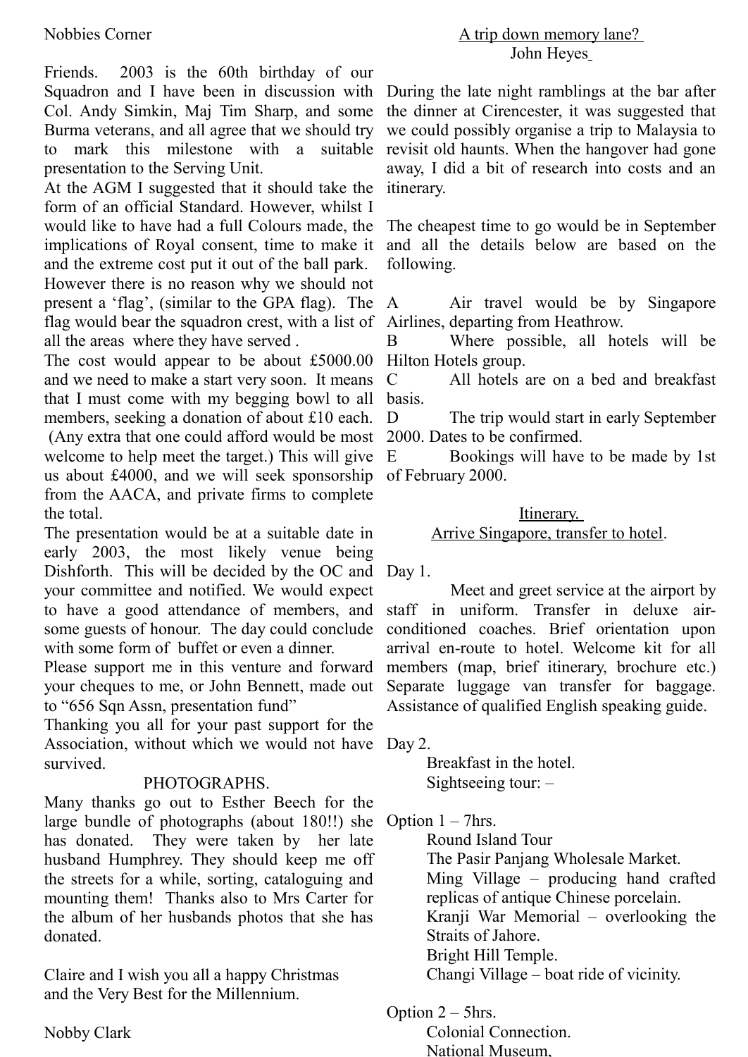Nobbies Corner

Friends. 2003 is the 60th birthday of our Squadron and I have been in discussion with Col. Andy Simkin, Maj Tim Sharp, and some Burma veterans, and all agree that we should try to mark this milestone with a suitable presentation to the Serving Unit.

At the AGM I suggested that it should take the form of an official Standard. However, whilst I would like to have had a full Colours made, the implications of Royal consent, time to make it and the extreme cost put it out of the ball park.

However there is no reason why we should not present a 'flag', (similar to the GPA flag). The flag would bear the squadron crest, with a list of all the areas where they have served .

The cost would appear to be about £5000.00 and we need to make a start very soon. It means that I must come with my begging bowl to all members, seeking a donation of about £10 each. (Any extra that one could afford would be most welcome to help meet the target.) This will give us about £4000, and we will seek sponsorship from the AACA, and private firms to complete the total.

The presentation would be at a suitable date in early 2003, the most likely venue being Dishforth. This will be decided by the OC and your committee and notified. We would expect to have a good attendance of members, and some guests of honour. The day could conclude with some form of buffet or even a dinner.

Please support me in this venture and forward your cheques to me, or John Bennett, made out to "656 Sqn Assn, presentation fund"

Thanking you all for your past support for the Association, without which we would not have survived.

PHOTOGRAPHS.

Many thanks go out to Esther Beech for the large bundle of photographs (about 180!!) she has donated. They were taken by her late husband Humphrey. They should keep me off the streets for a while, sorting, cataloguing and mounting them! Thanks also to Mrs Carter for the album of her husbands photos that she has donated.

Claire and I wish you all a happy Christmas and the Very Best for the Millennium.

Nobby Clark

## A trip down memory lane?

John Heyes

During the late night ramblings at the bar after the dinner at Cirencester, it was suggested that we could possibly organise a trip to Malaysia to revisit old haunts. When the hangover had gone away, I did a bit of research into costs and an itinerary.

The cheapest time to go would be in September and all the details below are based on the following.

A Air travel would be by Singapore Airlines, departing from Heathrow.
B Where possible, all hotels will be Hilton Hotels group.
C All hotels are on a bed and breakfast basis.
D The trip would start in early September 2000. Dates to be confirmed.
E Bookings will have to be made by 1st of February 2000.

Itinerary.
Arrive Singapore, transfer to hotel.

Day 1.

Meet and greet service at the airport by staff in uniform. Transfer in deluxe air-conditioned coaches. Brief orientation upon arrival en-route to hotel. Welcome kit for all members (map, brief itinerary, brochure etc.) Separate luggage van transfer for baggage. Assistance of qualified English speaking guide.

Day 2.

Breakfast in the hotel.
Sightseeing tour: –

Option 1 – 7hrs.
Round Island Tour
The Pasir Panjang Wholesale Market.
Ming Village – producing hand crafted replicas of antique Chinese porcelain.
Kranji War Memorial – overlooking the Straits of Jahore.
Bright Hill Temple.
Changi Village – boat ride of vicinity.

Option 2 – 5hrs.
Colonial Connection.
National Museum,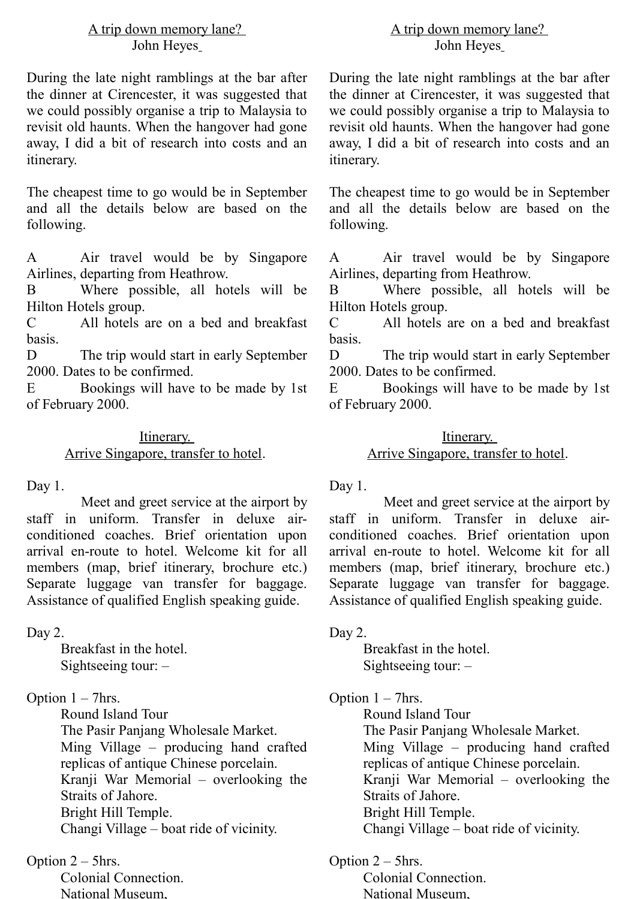A trip down memory lane?
John Heyes

During the late night ramblings at the bar after the dinner at Cirencester, it was suggested that we could possibly organise a trip to Malaysia to revisit old haunts. When the hangover had gone away, I did a bit of research into costs and an itinerary.

The cheapest time to go would be in September and all the details below are based on the following.

A Air travel would be by Singapore Airlines, departing from Heathrow.
B Where possible, all hotels will be Hilton Hotels group.
C All hotels are on a bed and breakfast basis.
D The trip would start in early September 2000. Dates to be confirmed.
E Bookings will have to be made by 1st of February 2000.

Itinerary.
Arrive Singapore, transfer to hotel.

Day 1.
Meet and greet service at the airport by staff in uniform. Transfer in deluxe air-conditioned coaches. Brief orientation upon arrival en-route to hotel. Welcome kit for all members (map, brief itinerary, brochure etc.) Separate luggage van transfer for baggage. Assistance of qualified English speaking guide.

Day 2.
Breakfast in the hotel.
Sightseeing tour: –

Option 1 – 7hrs.
Round Island Tour
The Pasir Panjang Wholesale Market.
Ming Village – producing hand crafted replicas of antique Chinese porcelain.
Kranji War Memorial – overlooking the Straits of Jahore.
Bright Hill Temple.
Changi Village – boat ride of vicinity.

Option 2 – 5hrs.
Colonial Connection.
National Museum,

A trip down memory lane?
John Heyes

During the late night ramblings at the bar after the dinner at Cirencester, it was suggested that we could possibly organise a trip to Malaysia to revisit old haunts. When the hangover had gone away, I did a bit of research into costs and an itinerary.

The cheapest time to go would be in September and all the details below are based on the following.

A Air travel would be by Singapore Airlines, departing from Heathrow.
B Where possible, all hotels will be Hilton Hotels group.
C All hotels are on a bed and breakfast basis.
D The trip would start in early September 2000. Dates to be confirmed.
E Bookings will have to be made by 1st of February 2000.

Itinerary.
Arrive Singapore, transfer to hotel.

Day 1.
Meet and greet service at the airport by staff in uniform. Transfer in deluxe air-conditioned coaches. Brief orientation upon arrival en-route to hotel. Welcome kit for all members (map, brief itinerary, brochure etc.) Separate luggage van transfer for baggage. Assistance of qualified English speaking guide.

Day 2.
Breakfast in the hotel.
Sightseeing tour: –

Option 1 – 7hrs.
Round Island Tour
The Pasir Panjang Wholesale Market.
Ming Village – producing hand crafted replicas of antique Chinese porcelain.
Kranji War Memorial – overlooking the Straits of Jahore.
Bright Hill Temple.
Changi Village – boat ride of vicinity.

Option 2 – 5hrs.
Colonial Connection.
National Museum,